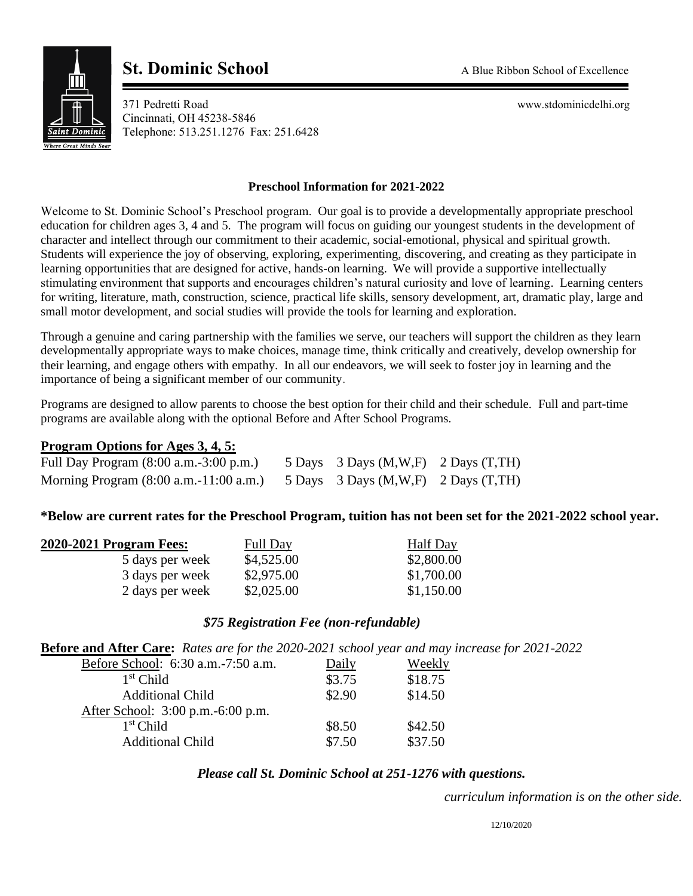# St. Dominic School

A Blue Ribbon School of Excellence

371 Pedretti Road
Cincinnati, OH 45238-5846
Telephone: 513.251.1276 Fax: 251.6428

www.stdominicdelhi.org

Saint Dominic
*Where Great Minds Soar*

## Preschool Information for 2021-2022

Welcome to St. Dominic School's Preschool program. Our goal is to provide a developmentally appropriate preschool education for children ages 3, 4 and 5. The program will focus on guiding our youngest students in the development of character and intellect through our commitment to their academic, social-emotional, physical and spiritual growth. Students will experience the joy of observing, exploring, experimenting, discovering, and creating as they participate in learning opportunities that are designed for active, hands-on learning. We will provide a supportive intellectually stimulating environment that supports and encourages children's natural curiosity and love of learning. Learning centers for writing, literature, math, construction, science, practical life skills, sensory development, art, dramatic play, large and small motor development, and social studies will provide the tools for learning and exploration.

Through a genuine and caring partnership with the families we serve, our teachers will support the children as they learn developmentally appropriate ways to make choices, manage time, think critically and creatively, develop ownership for their learning, and engage others with empathy. In all our endeavors, we will seek to foster joy in learning and the importance of being a significant member of our community.

Programs are designed to allow parents to choose the best option for their child and their schedule. Full and part-time programs are available along with the optional Before and After School Programs.

### Program Options for Ages 3, 4, 5:

| | | | |
|---|---|---|---|
| Full Day Program (8:00 a.m.-3:00 p.m.) | 5 Days | 3 Days (M,W,F) | 2 Days (T,TH) |
| Morning Program (8:00 a.m.-11:00 a.m.) | 5 Days | 3 Days (M,W,F) | 2 Days (T,TH) |

**\*Below are current rates for the Preschool Program, tuition has not been set for the 2021-2022 school year.**

| 2020-2021 Program Fees: | Full Day | Half Day |
|---|---|---|
| 5 days per week | $4,525.00 | $2,800.00 |
| 3 days per week | $2,975.00 | $1,700.00 |
| 2 days per week | $2,025.00 | $1,150.00 |

***$75 Registration Fee (non-refundable)***

**Before and After Care:** *Rates are for the 2020-2021 school year and may increase for 2021-2022*

| | Daily | Weekly |
|---|---|---|
| Before School: 6:30 a.m.-7:50 a.m. | | |
| 1st Child | $3.75 | $18.75 |
| Additional Child | $2.90 | $14.50 |
| After School: 3:00 p.m.-6:00 p.m. | | |
| 1st Child | $8.50 | $42.50 |
| Additional Child | $7.50 | $37.50 |

***Please call St. Dominic School at 251-1276 with questions.***

*curriculum information is on the other side.*

12/10/2020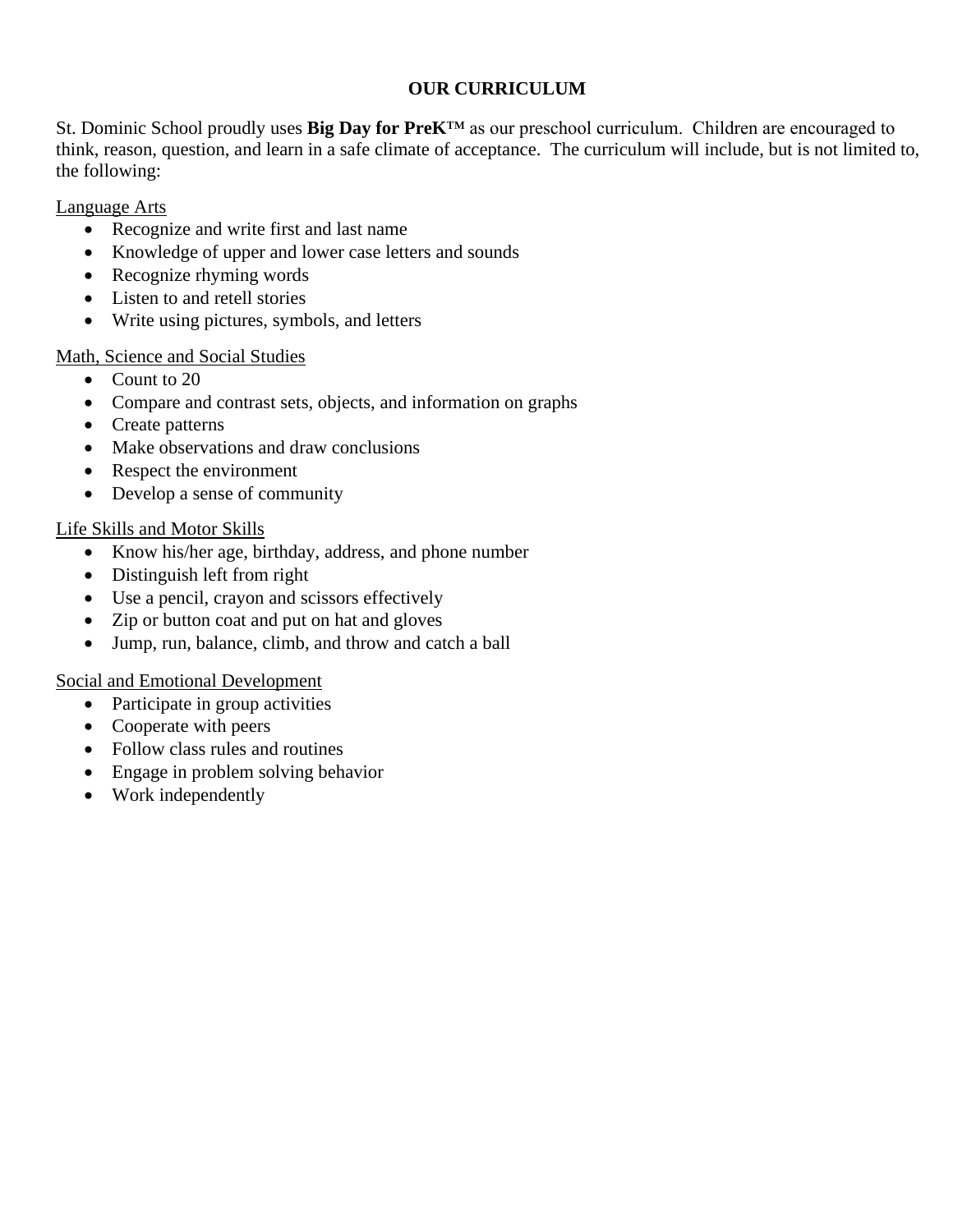## OUR CURRICULUM

St. Dominic School proudly uses **Big Day for PreK™** as our preschool curriculum. Children are encouraged to think, reason, question, and learn in a safe climate of acceptance. The curriculum will include, but is not limited to, the following:

<u>Language Arts</u>

- Recognize and write first and last name
- Knowledge of upper and lower case letters and sounds
- Recognize rhyming words
- Listen to and retell stories
- Write using pictures, symbols, and letters

<u>Math, Science and Social Studies</u>

- Count to 20
- Compare and contrast sets, objects, and information on graphs
- Create patterns
- Make observations and draw conclusions
- Respect the environment
- Develop a sense of community

<u>Life Skills and Motor Skills</u>

- Know his/her age, birthday, address, and phone number
- Distinguish left from right
- Use a pencil, crayon and scissors effectively
- Zip or button coat and put on hat and gloves
- Jump, run, balance, climb, and throw and catch a ball

<u>Social and Emotional Development</u>

- Participate in group activities
- Cooperate with peers
- Follow class rules and routines
- Engage in problem solving behavior
- Work independently